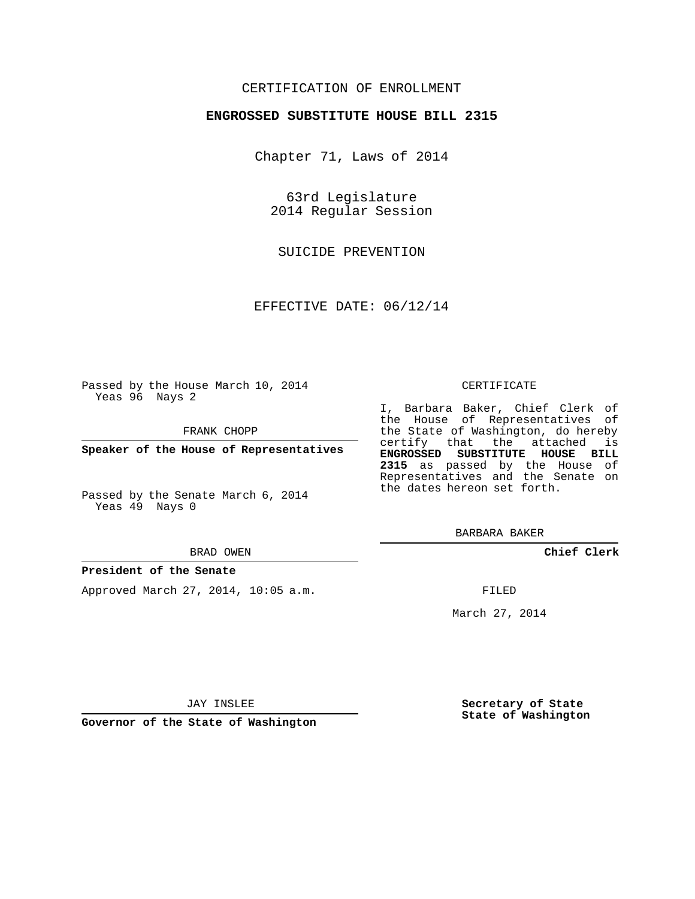CERTIFICATION OF ENROLLMENT

**ENGROSSED SUBSTITUTE HOUSE BILL 2315**

Chapter 71, Laws of 2014

63rd Legislature
2014 Regular Session

SUICIDE PREVENTION

EFFECTIVE DATE: 06/12/14

Passed by the House March 10, 2014
Yeas 96 Nays 2

FRANK CHOPP

**Speaker of the House of Representatives**

Passed by the Senate March 6, 2014
Yeas 49 Nays 0

BRAD OWEN

**President of the Senate**

Approved March 27, 2014, 10:05 a.m.

JAY INSLEE

**Governor of the State of Washington**

CERTIFICATE

I, Barbara Baker, Chief Clerk of the House of Representatives of the State of Washington, do hereby certify that the attached is **ENGROSSED SUBSTITUTE HOUSE BILL 2315** as passed by the House of Representatives and the Senate on the dates hereon set forth.

BARBARA BAKER

**Chief Clerk**

FILED

March 27, 2014

**Secretary of State**
**State of Washington**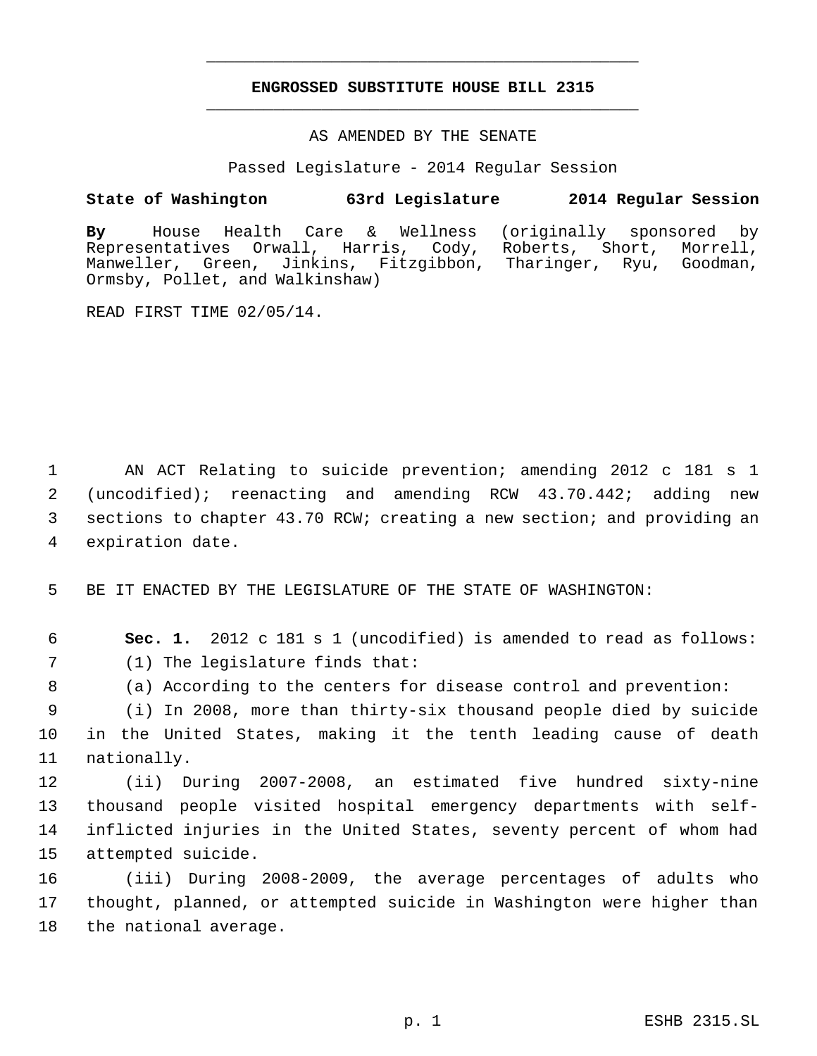# ENGROSSED SUBSTITUTE HOUSE BILL 2315

AS AMENDED BY THE SENATE

Passed Legislature - 2014 Regular Session

**State of Washington 63rd Legislature 2014 Regular Session**

**By** House Health Care & Wellness (originally sponsored by Representatives Orwall, Harris, Cody, Roberts, Short, Morrell, Manweller, Green, Jinkins, Fitzgibbon, Tharinger, Ryu, Goodman, Ormsby, Pollet, and Walkinshaw)

READ FIRST TIME 02/05/14.

AN ACT Relating to suicide prevention; amending 2012 c 181 s 1 (uncodified); reenacting and amending RCW 43.70.442; adding new sections to chapter 43.70 RCW; creating a new section; and providing an expiration date.

BE IT ENACTED BY THE LEGISLATURE OF THE STATE OF WASHINGTON:

**Sec. 1.** 2012 c 181 s 1 (uncodified) is amended to read as follows:

(1) The legislature finds that:

(a) According to the centers for disease control and prevention:

(i) In 2008, more than thirty-six thousand people died by suicide in the United States, making it the tenth leading cause of death nationally.

(ii) During 2007-2008, an estimated five hundred sixty-nine thousand people visited hospital emergency departments with self-inflicted injuries in the United States, seventy percent of whom had attempted suicide.

(iii) During 2008-2009, the average percentages of adults who thought, planned, or attempted suicide in Washington were higher than the national average.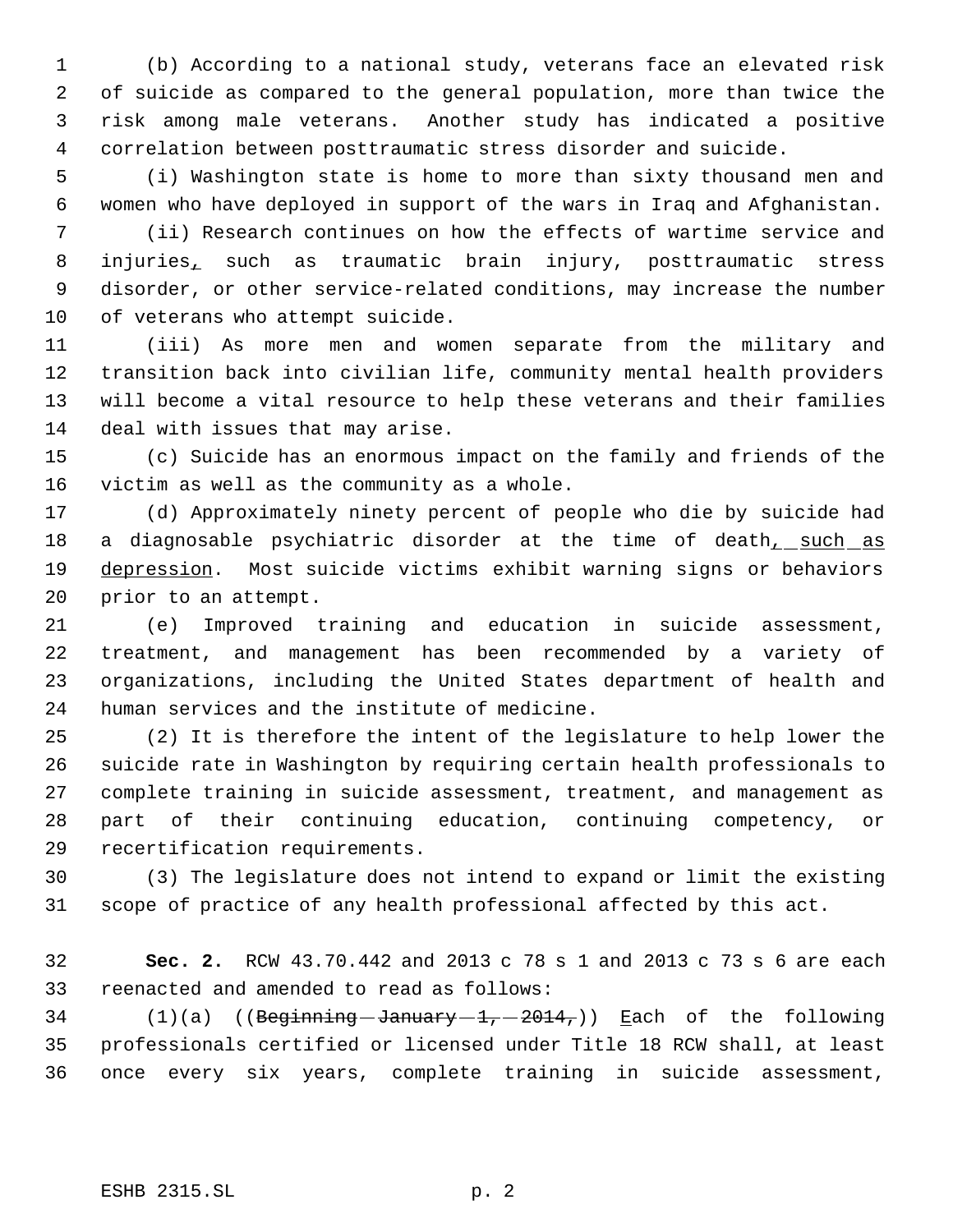(b) According to a national study, veterans face an elevated risk of suicide as compared to the general population, more than twice the risk among male veterans. Another study has indicated a positive correlation between posttraumatic stress disorder and suicide.

(i) Washington state is home to more than sixty thousand men and women who have deployed in support of the wars in Iraq and Afghanistan.

(ii) Research continues on how the effects of wartime service and injuries, such as traumatic brain injury, posttraumatic stress disorder, or other service-related conditions, may increase the number of veterans who attempt suicide.

(iii) As more men and women separate from the military and transition back into civilian life, community mental health providers will become a vital resource to help these veterans and their families deal with issues that may arise.

(c) Suicide has an enormous impact on the family and friends of the victim as well as the community as a whole.

(d) Approximately ninety percent of people who die by suicide had a diagnosable psychiatric disorder at the time of death, such as depression. Most suicide victims exhibit warning signs or behaviors prior to an attempt.

(e) Improved training and education in suicide assessment, treatment, and management has been recommended by a variety of organizations, including the United States department of health and human services and the institute of medicine.

(2) It is therefore the intent of the legislature to help lower the suicide rate in Washington by requiring certain health professionals to complete training in suicide assessment, treatment, and management as part of their continuing education, continuing competency, or recertification requirements.

(3) The legislature does not intend to expand or limit the existing scope of practice of any health professional affected by this act.

**Sec. 2.** RCW 43.70.442 and 2013 c 78 s 1 and 2013 c 73 s 6 are each reenacted and amended to read as follows:

(1)(a) ((~~Beginning January 1, 2014,~~)) Each of the following professionals certified or licensed under Title 18 RCW shall, at least once every six years, complete training in suicide assessment,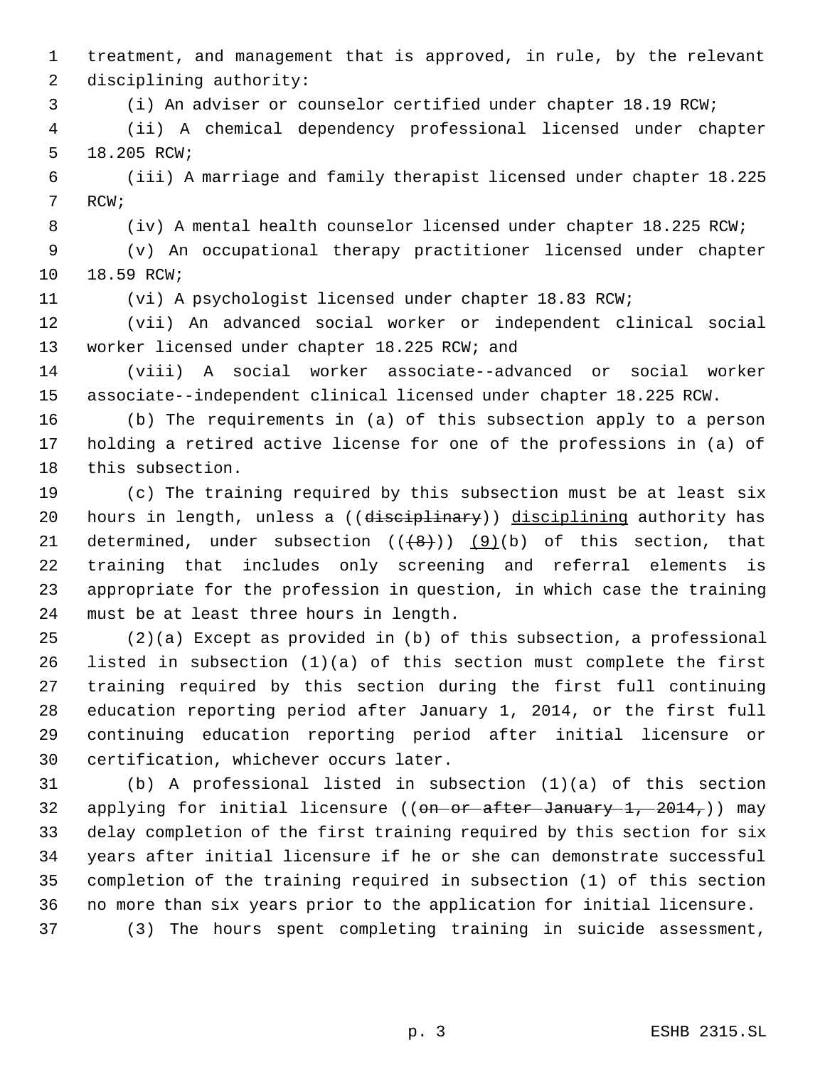treatment, and management that is approved, in rule, by the relevant disciplining authority:

(i) An adviser or counselor certified under chapter 18.19 RCW;

(ii) A chemical dependency professional licensed under chapter 18.205 RCW;

(iii) A marriage and family therapist licensed under chapter 18.225 RCW;

(iv) A mental health counselor licensed under chapter 18.225 RCW;

(v) An occupational therapy practitioner licensed under chapter 18.59 RCW;

(vi) A psychologist licensed under chapter 18.83 RCW;

(vii) An advanced social worker or independent clinical social worker licensed under chapter 18.225 RCW; and

(viii) A social worker associate--advanced or social worker associate--independent clinical licensed under chapter 18.225 RCW.

(b) The requirements in (a) of this subsection apply to a person holding a retired active license for one of the professions in (a) of this subsection.

(c) The training required by this subsection must be at least six hours in length, unless a ((~~disciplinary~~)) disciplining authority has determined, under subsection ((~~(8)~~)) (9)(b) of this section, that training that includes only screening and referral elements is appropriate for the profession in question, in which case the training must be at least three hours in length.

(2)(a) Except as provided in (b) of this subsection, a professional listed in subsection (1)(a) of this section must complete the first training required by this section during the first full continuing education reporting period after January 1, 2014, or the first full continuing education reporting period after initial licensure or certification, whichever occurs later.

(b) A professional listed in subsection (1)(a) of this section applying for initial licensure ((~~on or after January 1, 2014,~~)) may delay completion of the first training required by this section for six years after initial licensure if he or she can demonstrate successful completion of the training required in subsection (1) of this section no more than six years prior to the application for initial licensure.

(3) The hours spent completing training in suicide assessment,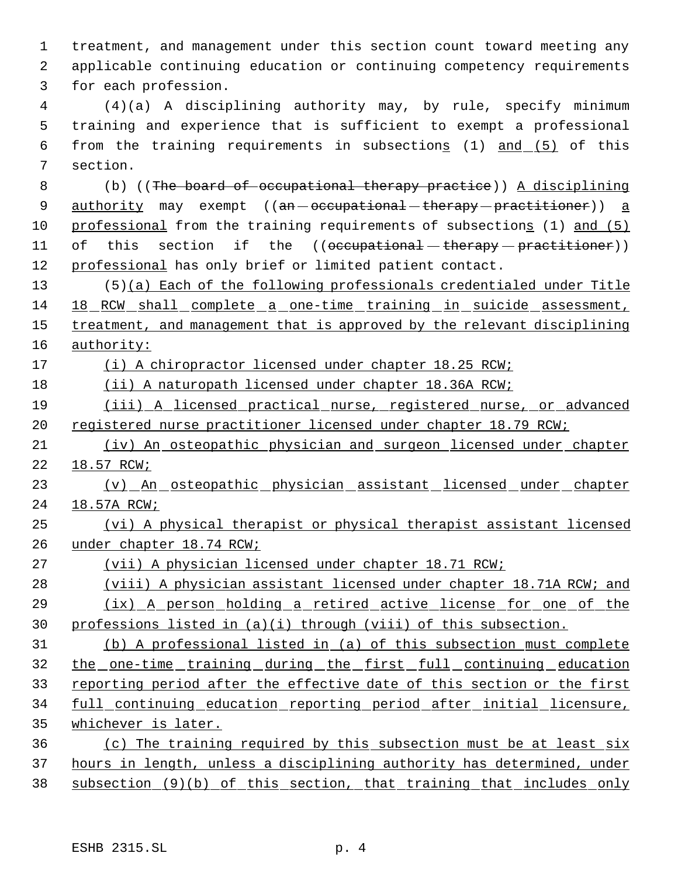treatment, and management under this section count toward meeting any applicable continuing education or continuing competency requirements for each profession.

(4)(a) A disciplining authority may, by rule, specify minimum training and experience that is sufficient to exempt a professional from the training requirements in subsections (1) and (5) of this section.

(b) ((~~The board of occupational therapy practice~~)) A disciplining authority may exempt ((~~an occupational therapy practitioner~~)) a professional from the training requirements of subsections (1) and (5) of this section if the ((~~occupational therapy practitioner~~)) professional has only brief or limited patient contact.

(5)(a) Each of the following professionals credentialed under Title 18 RCW shall complete a one-time training in suicide assessment, treatment, and management that is approved by the relevant disciplining authority:

(i) A chiropractor licensed under chapter 18.25 RCW;

(ii) A naturopath licensed under chapter 18.36A RCW;

(iii) A licensed practical nurse, registered nurse, or advanced registered nurse practitioner licensed under chapter 18.79 RCW;

(iv) An osteopathic physician and surgeon licensed under chapter 18.57 RCW;

(v) An osteopathic physician assistant licensed under chapter 18.57A RCW;

(vi) A physical therapist or physical therapist assistant licensed under chapter 18.74 RCW;

(vii) A physician licensed under chapter 18.71 RCW;

(viii) A physician assistant licensed under chapter 18.71A RCW; and

(ix) A person holding a retired active license for one of the professions listed in (a)(i) through (viii) of this subsection.

(b) A professional listed in (a) of this subsection must complete the one-time training during the first full continuing education reporting period after the effective date of this section or the first full continuing education reporting period after initial licensure, whichever is later.

(c) The training required by this subsection must be at least six hours in length, unless a disciplining authority has determined, under subsection (9)(b) of this section, that training that includes only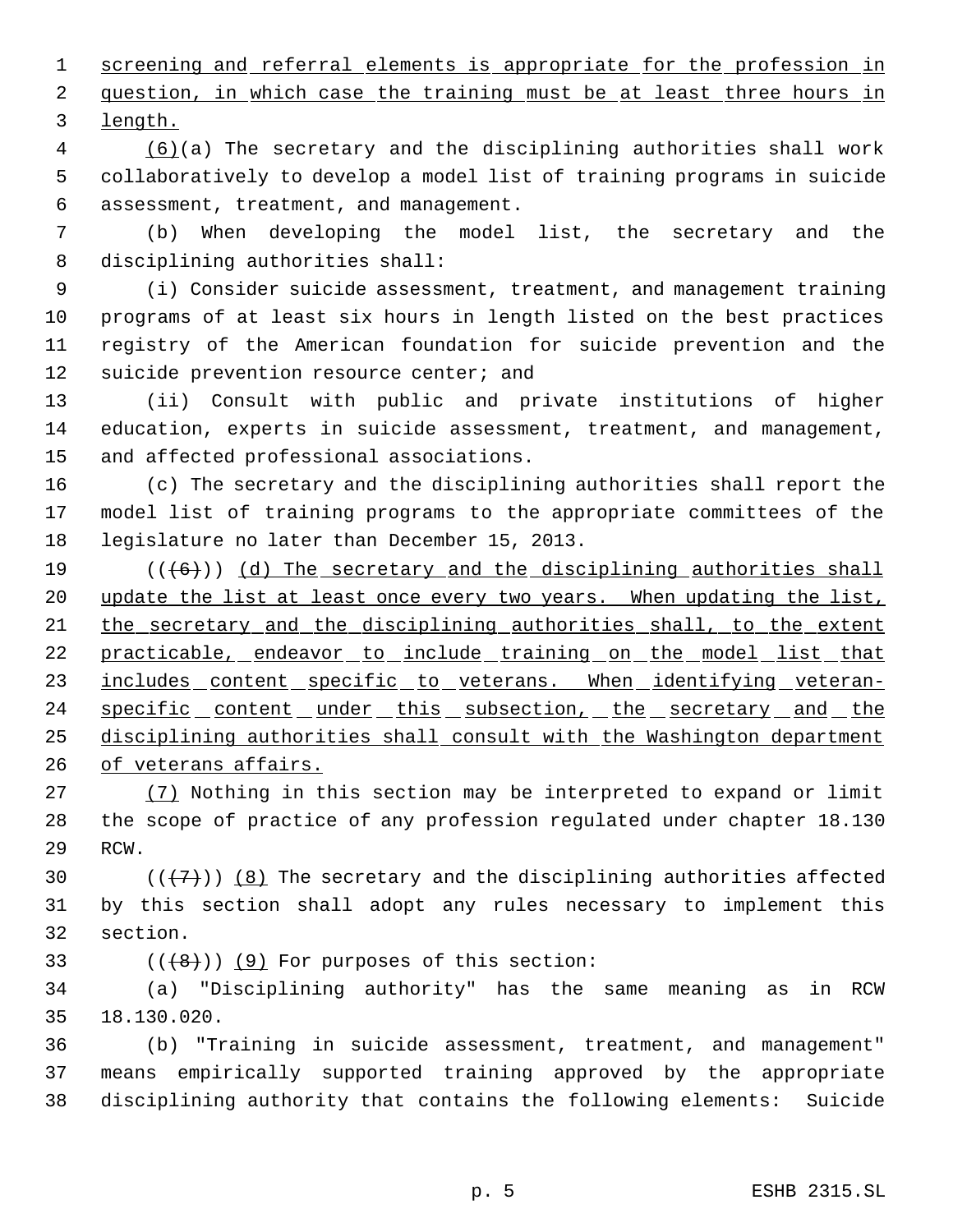screening and referral elements is appropriate for the profession in question, in which case the training must be at least three hours in length.

(6)(a) The secretary and the disciplining authorities shall work collaboratively to develop a model list of training programs in suicide assessment, treatment, and management.

(b) When developing the model list, the secretary and the disciplining authorities shall:

(i) Consider suicide assessment, treatment, and management training programs of at least six hours in length listed on the best practices registry of the American foundation for suicide prevention and the suicide prevention resource center; and

(ii) Consult with public and private institutions of higher education, experts in suicide assessment, treatment, and management, and affected professional associations.

(c) The secretary and the disciplining authorities shall report the model list of training programs to the appropriate committees of the legislature no later than December 15, 2013.

(((6))) (d) The secretary and the disciplining authorities shall update the list at least once every two years. When updating the list, the secretary and the disciplining authorities shall, to the extent practicable, endeavor to include training on the model list that includes content specific to veterans. When identifying veteran-specific content under this subsection, the secretary and the disciplining authorities shall consult with the Washington department of veterans affairs.

(7) Nothing in this section may be interpreted to expand or limit the scope of practice of any profession regulated under chapter 18.130 RCW.

(((7))) (8) The secretary and the disciplining authorities affected by this section shall adopt any rules necessary to implement this section.

(((8))) (9) For purposes of this section:

(a) "Disciplining authority" has the same meaning as in RCW 18.130.020.

(b) "Training in suicide assessment, treatment, and management" means empirically supported training approved by the appropriate disciplining authority that contains the following elements: Suicide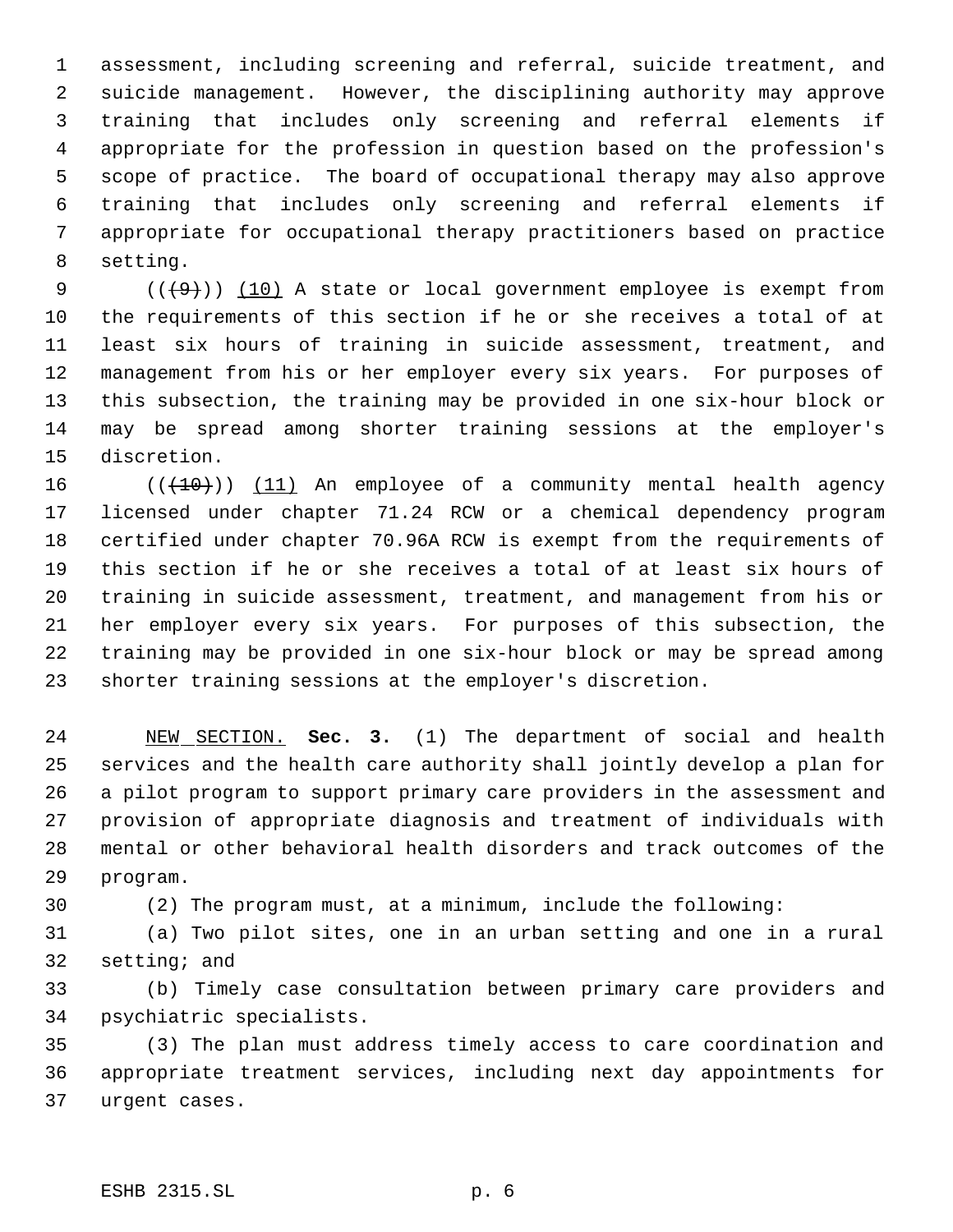assessment, including screening and referral, suicide treatment, and suicide management. However, the disciplining authority may approve training that includes only screening and referral elements if appropriate for the profession in question based on the profession's scope of practice. The board of occupational therapy may also approve training that includes only screening and referral elements if appropriate for occupational therapy practitioners based on practice setting.

((~~(9)~~)) <u>(10)</u> A state or local government employee is exempt from the requirements of this section if he or she receives a total of at least six hours of training in suicide assessment, treatment, and management from his or her employer every six years. For purposes of this subsection, the training may be provided in one six-hour block or may be spread among shorter training sessions at the employer's discretion.

((~~(10)~~)) <u>(11)</u> An employee of a community mental health agency licensed under chapter 71.24 RCW or a chemical dependency program certified under chapter 70.96A RCW is exempt from the requirements of this section if he or she receives a total of at least six hours of training in suicide assessment, treatment, and management from his or her employer every six years. For purposes of this subsection, the training may be provided in one six-hour block or may be spread among shorter training sessions at the employer's discretion.

<u>NEW SECTION.</u> **Sec. 3.** (1) The department of social and health services and the health care authority shall jointly develop a plan for a pilot program to support primary care providers in the assessment and provision of appropriate diagnosis and treatment of individuals with mental or other behavioral health disorders and track outcomes of the program.

(2) The program must, at a minimum, include the following:

(a) Two pilot sites, one in an urban setting and one in a rural setting; and

(b) Timely case consultation between primary care providers and psychiatric specialists.

(3) The plan must address timely access to care coordination and appropriate treatment services, including next day appointments for urgent cases.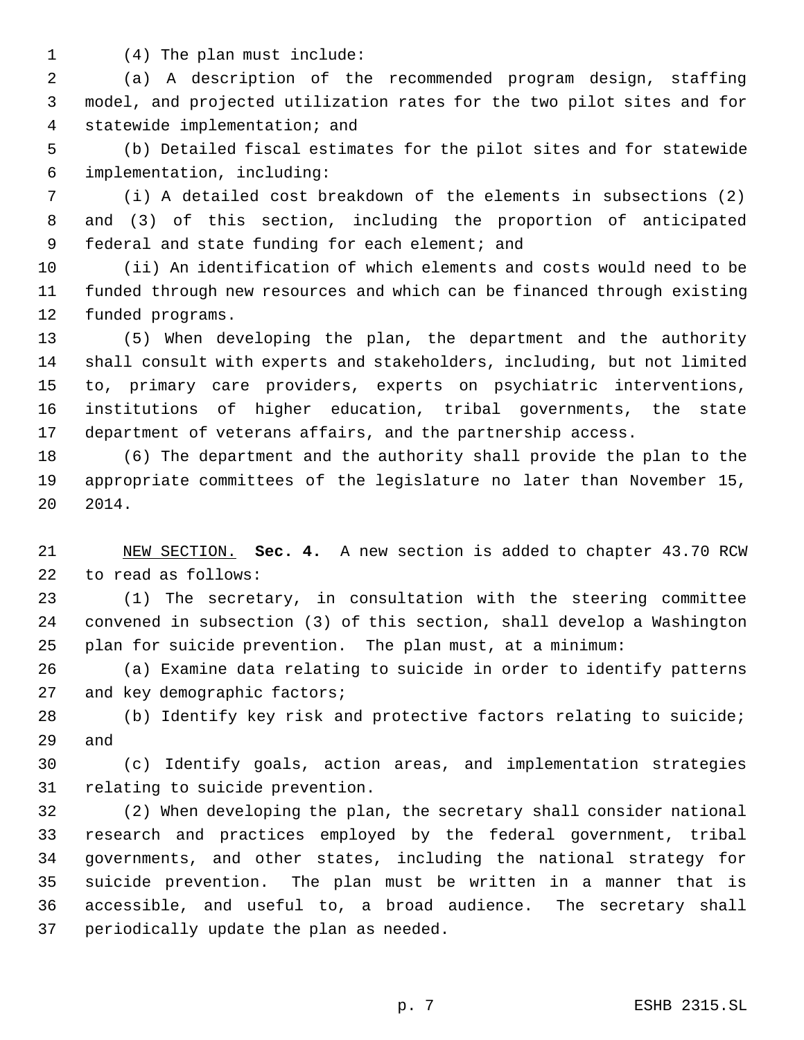(4) The plan must include:

(a) A description of the recommended program design, staffing model, and projected utilization rates for the two pilot sites and for statewide implementation; and

(b) Detailed fiscal estimates for the pilot sites and for statewide implementation, including:

(i) A detailed cost breakdown of the elements in subsections (2) and (3) of this section, including the proportion of anticipated federal and state funding for each element; and

(ii) An identification of which elements and costs would need to be funded through new resources and which can be financed through existing funded programs.

(5) When developing the plan, the department and the authority shall consult with experts and stakeholders, including, but not limited to, primary care providers, experts on psychiatric interventions, institutions of higher education, tribal governments, the state department of veterans affairs, and the partnership access.

(6) The department and the authority shall provide the plan to the appropriate committees of the legislature no later than November 15, 2014.

NEW SECTION. **Sec. 4.** A new section is added to chapter 43.70 RCW to read as follows:

(1) The secretary, in consultation with the steering committee convened in subsection (3) of this section, shall develop a Washington plan for suicide prevention. The plan must, at a minimum:

(a) Examine data relating to suicide in order to identify patterns and key demographic factors;

(b) Identify key risk and protective factors relating to suicide; and

(c) Identify goals, action areas, and implementation strategies relating to suicide prevention.

(2) When developing the plan, the secretary shall consider national research and practices employed by the federal government, tribal governments, and other states, including the national strategy for suicide prevention. The plan must be written in a manner that is accessible, and useful to, a broad audience. The secretary shall periodically update the plan as needed.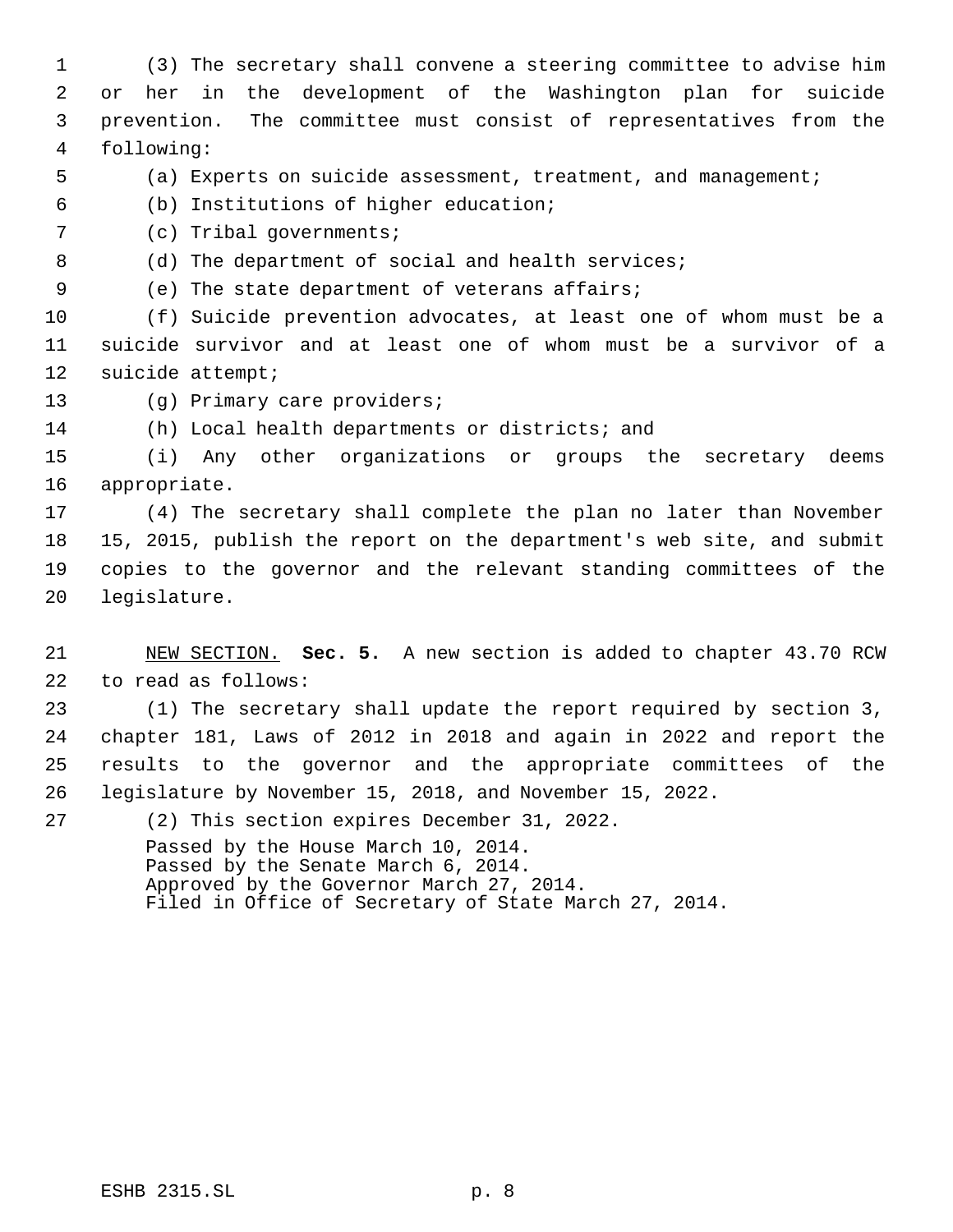(3) The secretary shall convene a steering committee to advise him or her in the development of the Washington plan for suicide prevention. The committee must consist of representatives from the following:

(a) Experts on suicide assessment, treatment, and management;

(b) Institutions of higher education;

(c) Tribal governments;

(d) The department of social and health services;

(e) The state department of veterans affairs;

(f) Suicide prevention advocates, at least one of whom must be a suicide survivor and at least one of whom must be a survivor of a suicide attempt;

(g) Primary care providers;

(h) Local health departments or districts; and

(i) Any other organizations or groups the secretary deems appropriate.

(4) The secretary shall complete the plan no later than November 15, 2015, publish the report on the department's web site, and submit copies to the governor and the relevant standing committees of the legislature.

NEW SECTION. **Sec. 5.** A new section is added to chapter 43.70 RCW to read as follows:

(1) The secretary shall update the report required by section 3, chapter 181, Laws of 2012 in 2018 and again in 2022 and report the results to the governor and the appropriate committees of the legislature by November 15, 2018, and November 15, 2022.

(2) This section expires December 31, 2022.

Passed by the House March 10, 2014.
Passed by the Senate March 6, 2014.
Approved by the Governor March 27, 2014.
Filed in Office of Secretary of State March 27, 2014.